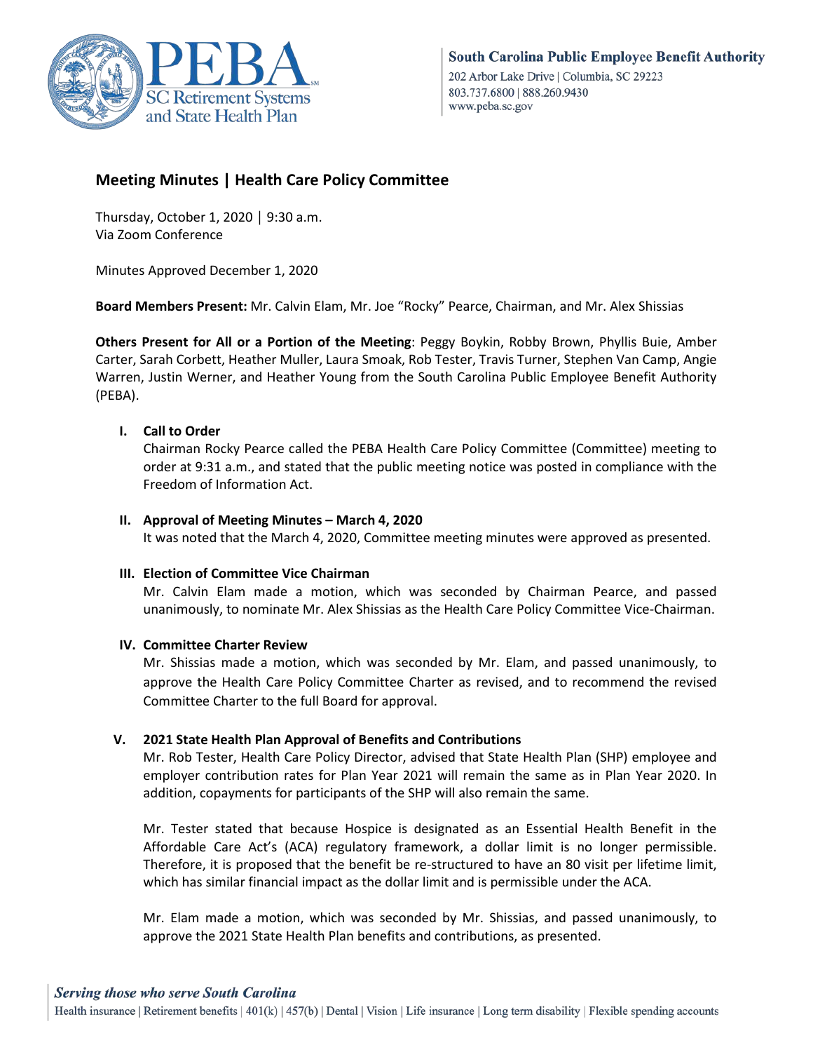South Carolina Public Employee Benefit Authority
202 Arbor Lake Drive | Columbia, SC 29223
803.737.6800 | 888.260.9430
www.peba.sc.gov

## Meeting Minutes | Health Care Policy Committee

Thursday, October 1, 2020 | 9:30 a.m.
Via Zoom Conference

Minutes Approved December 1, 2020

**Board Members Present:** Mr. Calvin Elam, Mr. Joe "Rocky" Pearce, Chairman, and Mr. Alex Shissias

**Others Present for All or a Portion of the Meeting**: Peggy Boykin, Robby Brown, Phyllis Buie, Amber Carter, Sarah Corbett, Heather Muller, Laura Smoak, Rob Tester, Travis Turner, Stephen Van Camp, Angie Warren, Justin Werner, and Heather Young from the South Carolina Public Employee Benefit Authority (PEBA).

### I. Call to Order

Chairman Rocky Pearce called the PEBA Health Care Policy Committee (Committee) meeting to order at 9:31 a.m., and stated that the public meeting notice was posted in compliance with the Freedom of Information Act.

### II. Approval of Meeting Minutes – March 4, 2020

It was noted that the March 4, 2020, Committee meeting minutes were approved as presented.

### III. Election of Committee Vice Chairman

Mr. Calvin Elam made a motion, which was seconded by Chairman Pearce, and passed unanimously, to nominate Mr. Alex Shissias as the Health Care Policy Committee Vice-Chairman.

### IV. Committee Charter Review

Mr. Shissias made a motion, which was seconded by Mr. Elam, and passed unanimously, to approve the Health Care Policy Committee Charter as revised, and to recommend the revised Committee Charter to the full Board for approval.

### V. 2021 State Health Plan Approval of Benefits and Contributions

Mr. Rob Tester, Health Care Policy Director, advised that State Health Plan (SHP) employee and employer contribution rates for Plan Year 2021 will remain the same as in Plan Year 2020. In addition, copayments for participants of the SHP will also remain the same.

Mr. Tester stated that because Hospice is designated as an Essential Health Benefit in the Affordable Care Act's (ACA) regulatory framework, a dollar limit is no longer permissible. Therefore, it is proposed that the benefit be re-structured to have an 80 visit per lifetime limit, which has similar financial impact as the dollar limit and is permissible under the ACA.

Mr. Elam made a motion, which was seconded by Mr. Shissias, and passed unanimously, to approve the 2021 State Health Plan benefits and contributions, as presented.

*Serving those who serve South Carolina*
Health insurance | Retirement benefits | 401(k) | 457(b) | Dental | Vision | Life insurance | Long term disability | Flexible spending accounts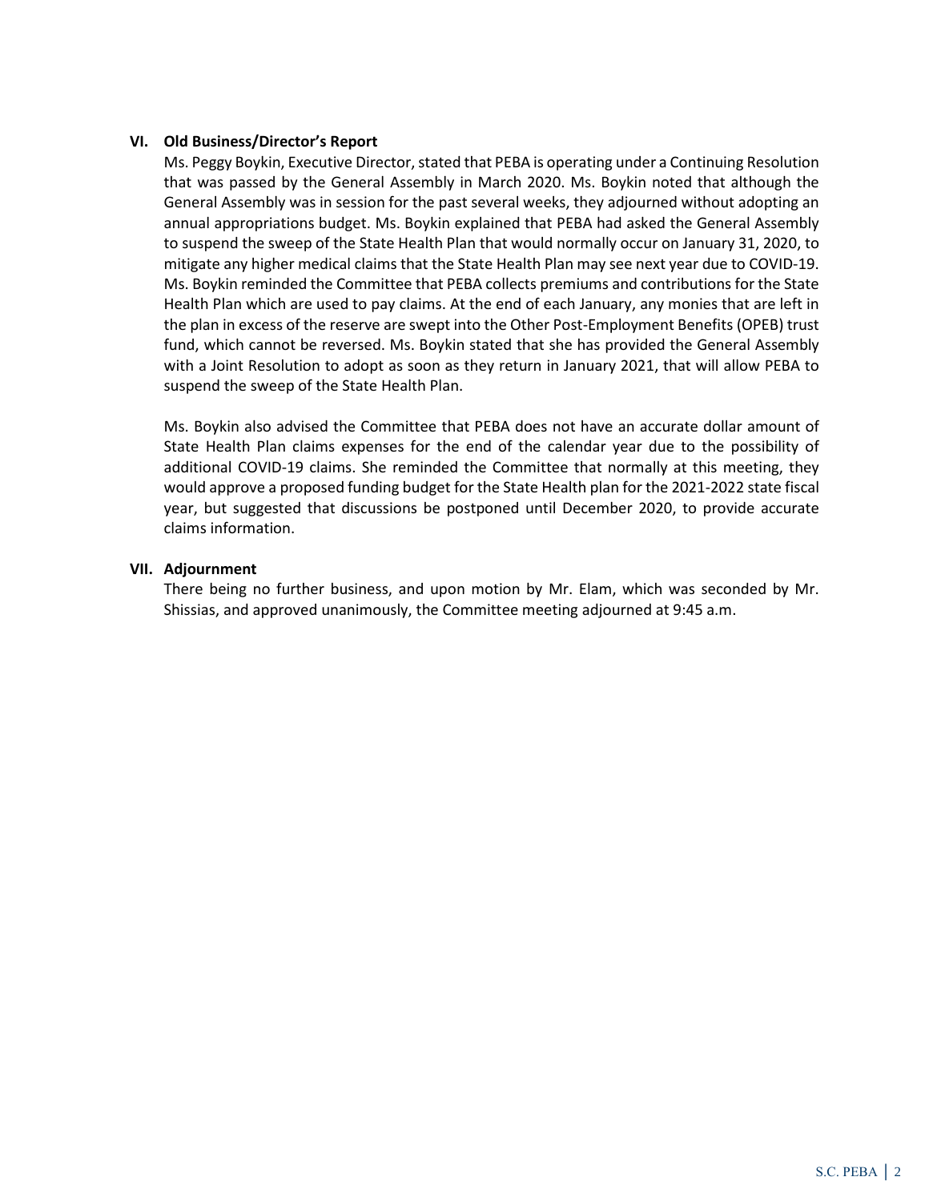## VI. Old Business/Director's Report

Ms. Peggy Boykin, Executive Director, stated that PEBA is operating under a Continuing Resolution that was passed by the General Assembly in March 2020. Ms. Boykin noted that although the General Assembly was in session for the past several weeks, they adjourned without adopting an annual appropriations budget. Ms. Boykin explained that PEBA had asked the General Assembly to suspend the sweep of the State Health Plan that would normally occur on January 31, 2020, to mitigate any higher medical claims that the State Health Plan may see next year due to COVID-19. Ms. Boykin reminded the Committee that PEBA collects premiums and contributions for the State Health Plan which are used to pay claims. At the end of each January, any monies that are left in the plan in excess of the reserve are swept into the Other Post-Employment Benefits (OPEB) trust fund, which cannot be reversed. Ms. Boykin stated that she has provided the General Assembly with a Joint Resolution to adopt as soon as they return in January 2021, that will allow PEBA to suspend the sweep of the State Health Plan.

Ms. Boykin also advised the Committee that PEBA does not have an accurate dollar amount of State Health Plan claims expenses for the end of the calendar year due to the possibility of additional COVID-19 claims. She reminded the Committee that normally at this meeting, they would approve a proposed funding budget for the State Health plan for the 2021-2022 state fiscal year, but suggested that discussions be postponed until December 2020, to provide accurate claims information.

## VII. Adjournment

There being no further business, and upon motion by Mr. Elam, which was seconded by Mr. Shissias, and approved unanimously, the Committee meeting adjourned at 9:45 a.m.